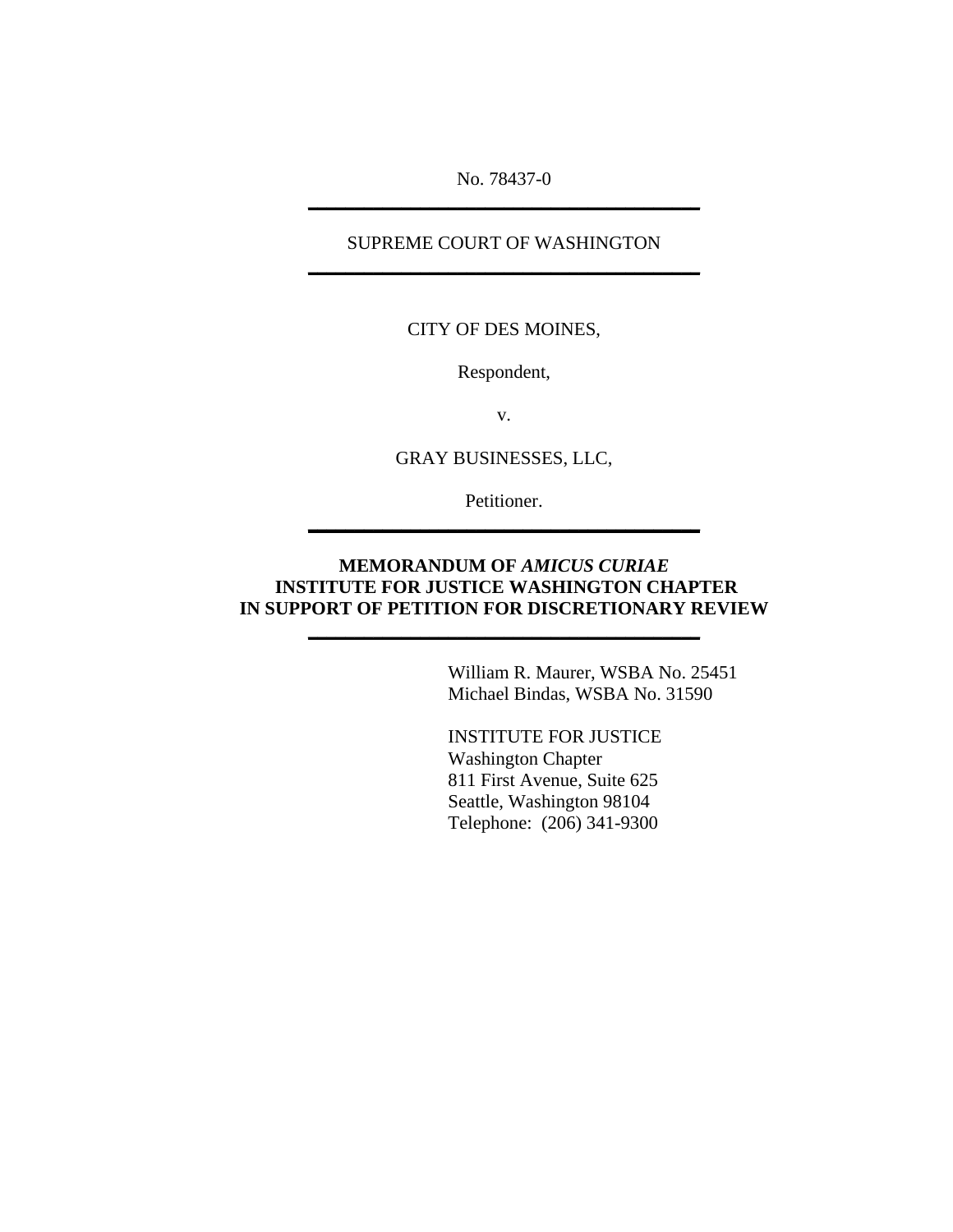No. 78437-0

---

SUPREME COURT OF WASHINGTON

---

CITY OF DES MOINES,

Respondent,

v.

GRAY BUSINESSES, LLC,

Petitioner.

---

**MEMORANDUM OF *AMICUS CURIAE***
**INSTITUTE FOR JUSTICE WASHINGTON CHAPTER**
**IN SUPPORT OF PETITION FOR DISCRETIONARY REVIEW**

---

William R. Maurer, WSBA No. 25451
Michael Bindas, WSBA No. 31590

INSTITUTE FOR JUSTICE
Washington Chapter
811 First Avenue, Suite 625
Seattle, Washington 98104
Telephone: (206) 341-9300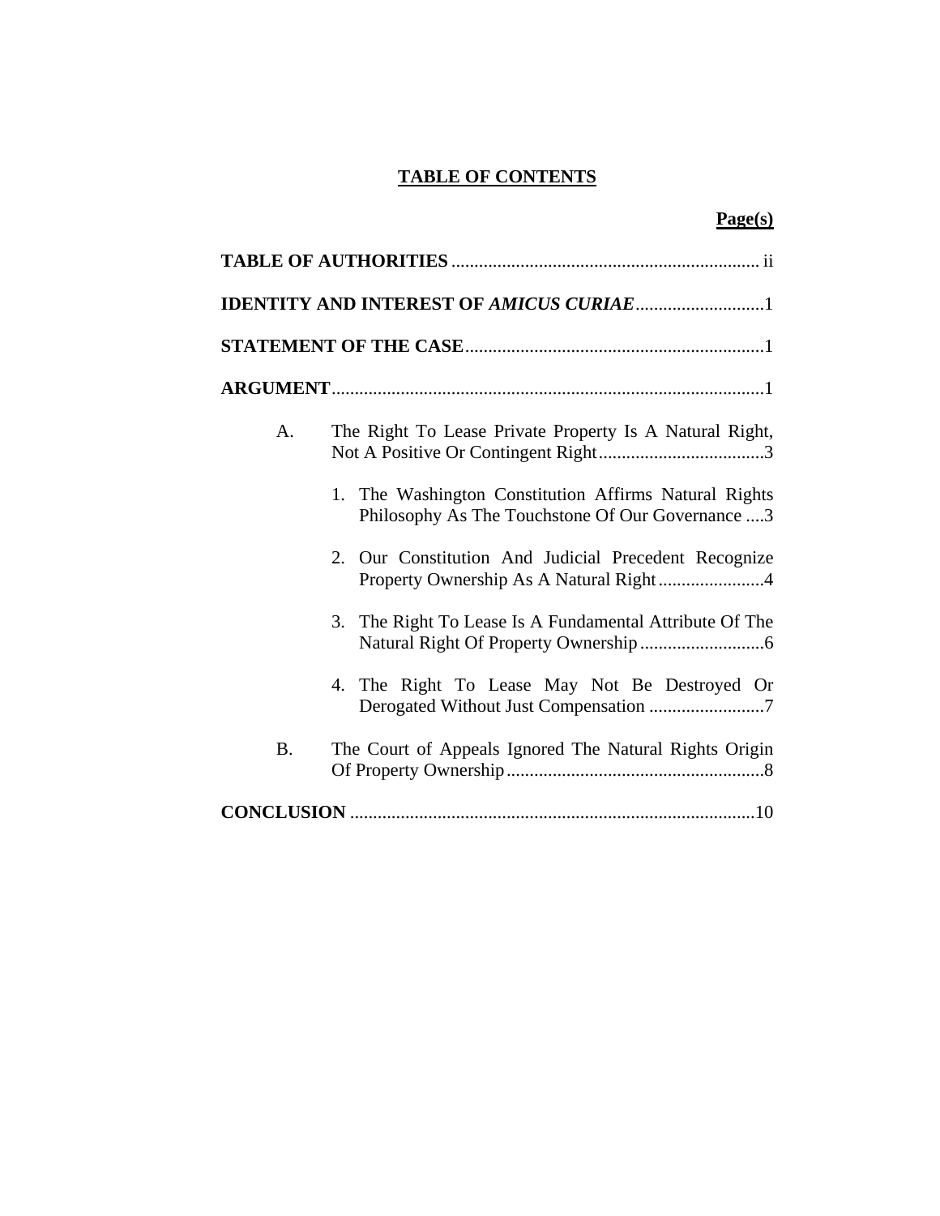# TABLE OF CONTENTS

**Page(s)**

**TABLE OF AUTHORITIES** .................................................................. ii

**IDENTITY AND INTEREST OF *AMICUS CURIAE*** ............................1

**STATEMENT OF THE CASE** ................................................................1

**ARGUMENT** ............................................................................................1

A. The Right To Lease Private Property Is A Natural Right, Not A Positive Or Contingent Right ....................................3

1. The Washington Constitution Affirms Natural Rights Philosophy As The Touchstone Of Our Governance ....3

2. Our Constitution And Judicial Precedent Recognize Property Ownership As A Natural Right .......................4

3. The Right To Lease Is A Fundamental Attribute Of The Natural Right Of Property Ownership ...........................6

4. The Right To Lease May Not Be Destroyed Or Derogated Without Just Compensation .........................7

B. The Court of Appeals Ignored The Natural Rights Origin Of Property Ownership ........................................................8

**CONCLUSION** ........................................................................................10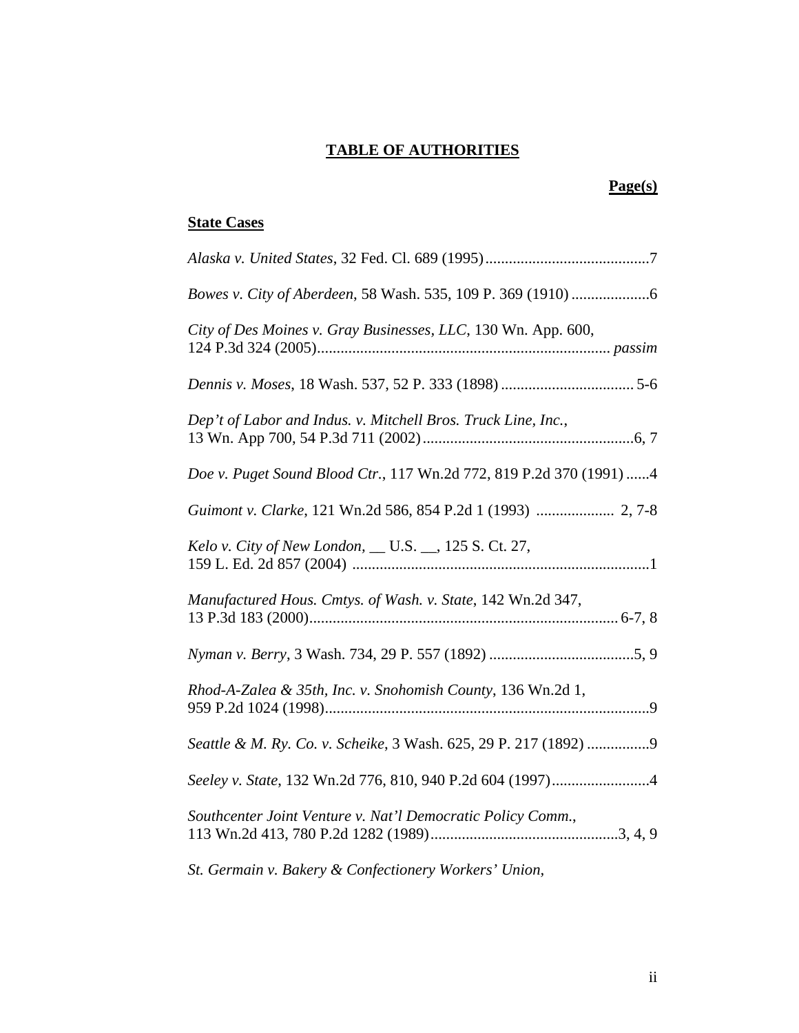**TABLE OF AUTHORITIES**

**Page(s)**

**State Cases**

*Alaska v. United States*, 32 Fed. Cl. 689 (1995) ........................................... 7

*Bowes v. City of Aberdeen*, 58 Wash. 535, 109 P. 369 (1910) .................... 6

*City of Des Moines v. Gray Businesses, LLC*, 130 Wn. App. 600, 124 P.3d 324 (2005) .......................................................................... *passim*

*Dennis v. Moses*, 18 Wash. 537, 52 P. 333 (1898) .................................. 5-6

*Dep't of Labor and Indus. v. Mitchell Bros. Truck Line, Inc.*, 13 Wn. App 700, 54 P.3d 711 (2002) ...................................................... 6, 7

*Doe v. Puget Sound Blood Ctr.*, 117 Wn.2d 772, 819 P.2d 370 (1991) ...... 4

*Guimont v. Clarke*, 121 Wn.2d 586, 854 P.2d 1 (1993) .................... 2, 7-8

*Kelo v. City of New London*, __ U.S. __, 125 S. Ct. 27, 159 L. Ed. 2d 857 (2004) ............................................................................ 1

*Manufactured Hous. Cmtys. of Wash. v. State*, 142 Wn.2d 347, 13 P.3d 183 (2000) .............................................................................. 6-7, 8

*Nyman v. Berry*, 3 Wash. 734, 29 P. 557 (1892) ..................................... 5, 9

*Rhod-A-Zalea & 35th, Inc. v. Snohomish County*, 136 Wn.2d 1, 959 P.2d 1024 (1998) ................................................................................... 9

*Seattle & M. Ry. Co. v. Scheike*, 3 Wash. 625, 29 P. 217 (1892) ................ 9

*Seeley v. State*, 132 Wn.2d 776, 810, 940 P.2d 604 (1997) ......................... 4

*Southcenter Joint Venture v. Nat'l Democratic Policy Comm.*, 113 Wn.2d 413, 780 P.2d 1282 (1989) ................................................ 3, 4, 9

*St. Germain v. Bakery & Confectionery Workers' Union*,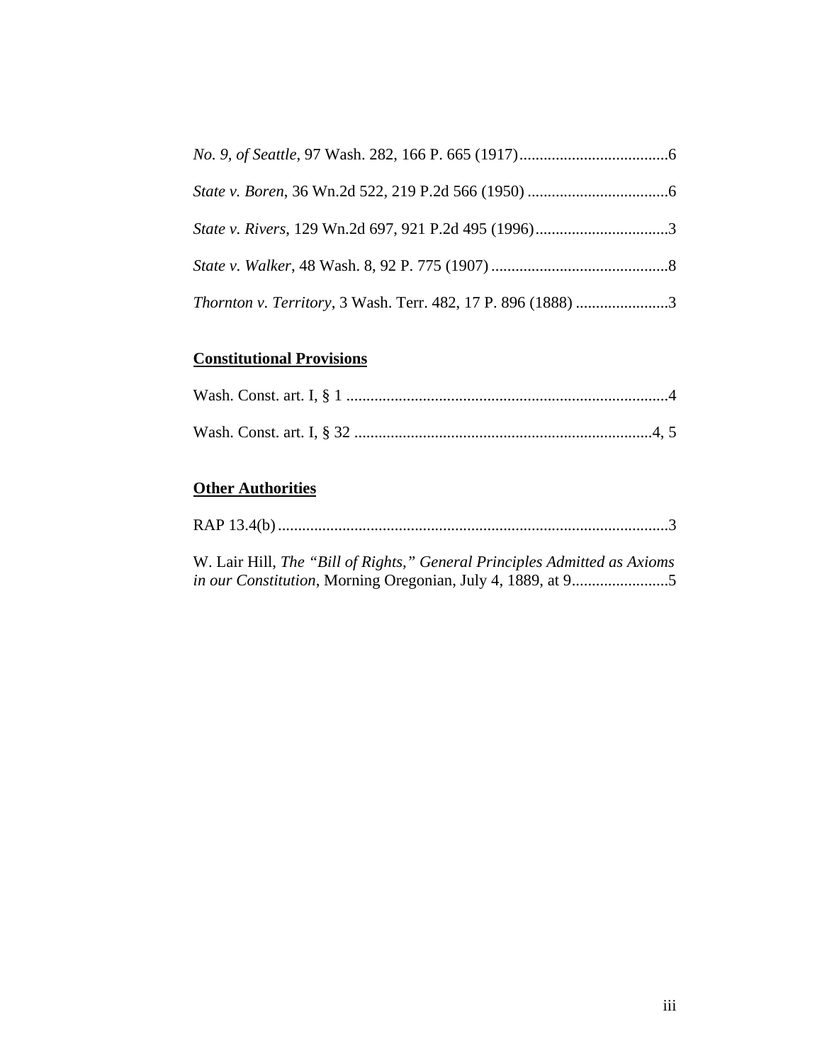*No. 9, of Seattle*, 97 Wash. 282, 166 P. 665 (1917)......................................6

*State v. Boren*, 36 Wn.2d 522, 219 P.2d 566 (1950) ...................................6

*State v. Rivers*, 129 Wn.2d 697, 921 P.2d 495 (1996).................................3

*State v. Walker*, 48 Wash. 8, 92 P. 775 (1907) ............................................8

*Thornton v. Territory*, 3 Wash. Terr. 482, 17 P. 896 (1888) .......................3

**Constitutional Provisions**

Wash. Const. art. I, § 1 ................................................................................4

Wash. Const. art. I, § 32 ...........................................................................4, 5

**Other Authorities**

RAP 13.4(b).................................................................................................3

W. Lair Hill, *The "Bill of Rights," General Principles Admitted as Axioms in our Constitution*, Morning Oregonian, July 4, 1889, at 9........................5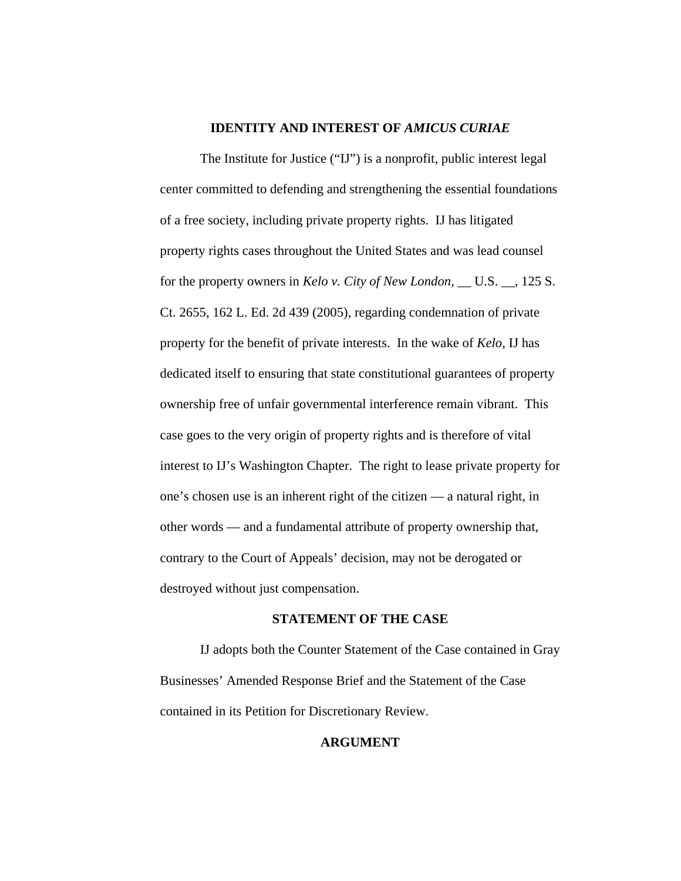## IDENTITY AND INTEREST OF *AMICUS CURIAE*

The Institute for Justice ("IJ") is a nonprofit, public interest legal center committed to defending and strengthening the essential foundations of a free society, including private property rights. IJ has litigated property rights cases throughout the United States and was lead counsel for the property owners in *Kelo v. City of New London*, __ U.S. __, 125 S. Ct. 2655, 162 L. Ed. 2d 439 (2005), regarding condemnation of private property for the benefit of private interests. In the wake of *Kelo*, IJ has dedicated itself to ensuring that state constitutional guarantees of property ownership free of unfair governmental interference remain vibrant. This case goes to the very origin of property rights and is therefore of vital interest to IJ's Washington Chapter. The right to lease private property for one's chosen use is an inherent right of the citizen — a natural right, in other words — and a fundamental attribute of property ownership that, contrary to the Court of Appeals' decision, may not be derogated or destroyed without just compensation.

## STATEMENT OF THE CASE

IJ adopts both the Counter Statement of the Case contained in Gray Businesses' Amended Response Brief and the Statement of the Case contained in its Petition for Discretionary Review.

## ARGUMENT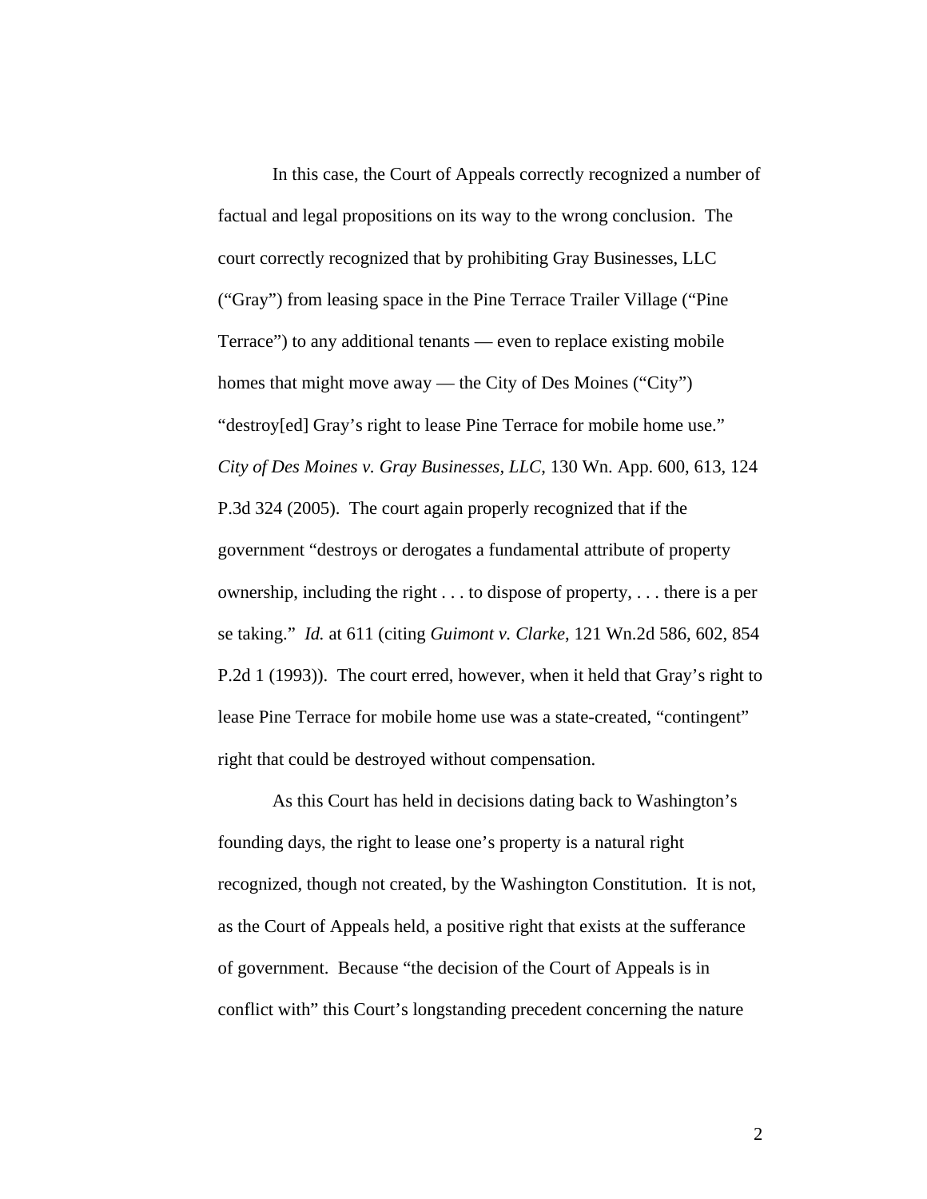In this case, the Court of Appeals correctly recognized a number of factual and legal propositions on its way to the wrong conclusion. The court correctly recognized that by prohibiting Gray Businesses, LLC ("Gray") from leasing space in the Pine Terrace Trailer Village ("Pine Terrace") to any additional tenants — even to replace existing mobile homes that might move away — the City of Des Moines ("City") "destroy[ed] Gray's right to lease Pine Terrace for mobile home use." *City of Des Moines v. Gray Businesses, LLC*, 130 Wn. App. 600, 613, 124 P.3d 324 (2005). The court again properly recognized that if the government "destroys or derogates a fundamental attribute of property ownership, including the right . . . to dispose of property, . . . there is a per se taking." *Id.* at 611 (citing *Guimont v. Clarke*, 121 Wn.2d 586, 602, 854 P.2d 1 (1993)). The court erred, however, when it held that Gray's right to lease Pine Terrace for mobile home use was a state-created, "contingent" right that could be destroyed without compensation.

As this Court has held in decisions dating back to Washington's founding days, the right to lease one's property is a natural right recognized, though not created, by the Washington Constitution. It is not, as the Court of Appeals held, a positive right that exists at the sufferance of government. Because "the decision of the Court of Appeals is in conflict with" this Court's longstanding precedent concerning the nature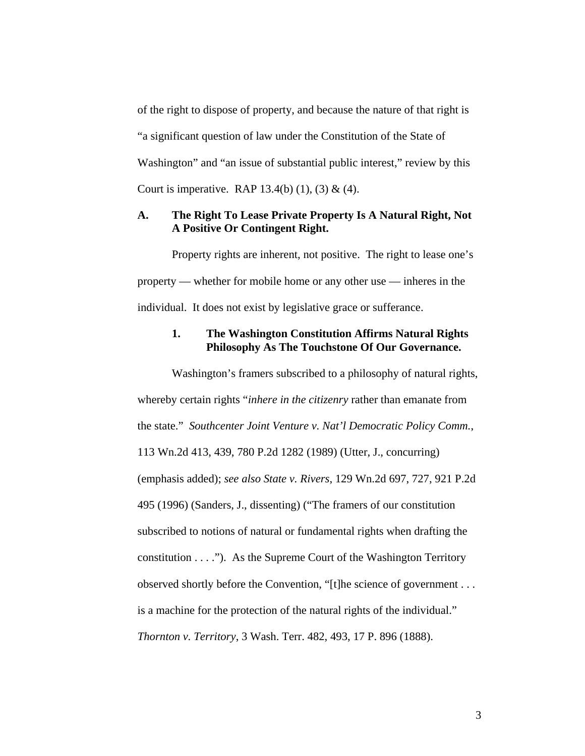of the right to dispose of property, and because the nature of that right is "a significant question of law under the Constitution of the State of Washington" and "an issue of substantial public interest," review by this Court is imperative. RAP 13.4(b) (1), (3) & (4).

## A. The Right To Lease Private Property Is A Natural Right, Not A Positive Or Contingent Right.

Property rights are inherent, not positive. The right to lease one's property — whether for mobile home or any other use — inheres in the individual. It does not exist by legislative grace or sufferance.

### 1. The Washington Constitution Affirms Natural Rights Philosophy As The Touchstone Of Our Governance.

Washington's framers subscribed to a philosophy of natural rights, whereby certain rights "*inhere in the citizenry* rather than emanate from the state." *Southcenter Joint Venture v. Nat'l Democratic Policy Comm.*, 113 Wn.2d 413, 439, 780 P.2d 1282 (1989) (Utter, J., concurring) (emphasis added); *see also State v. Rivers*, 129 Wn.2d 697, 727, 921 P.2d 495 (1996) (Sanders, J., dissenting) ("The framers of our constitution subscribed to notions of natural or fundamental rights when drafting the constitution . . . ."). As the Supreme Court of the Washington Territory observed shortly before the Convention, "[t]he science of government . . . is a machine for the protection of the natural rights of the individual." *Thornton v. Territory*, 3 Wash. Terr. 482, 493, 17 P. 896 (1888).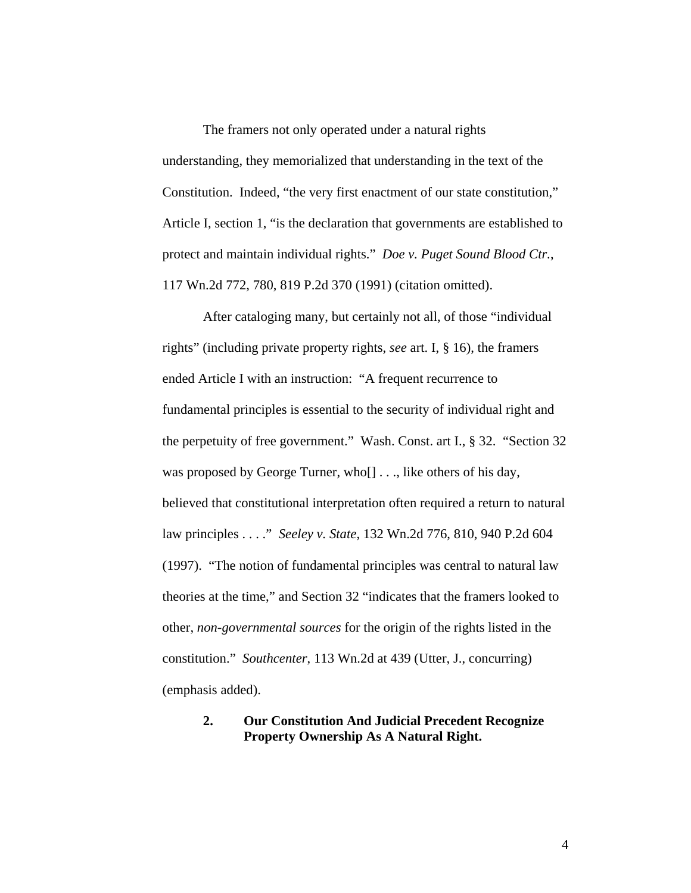The framers not only operated under a natural rights understanding, they memorialized that understanding in the text of the Constitution. Indeed, "the very first enactment of our state constitution," Article I, section 1, "is the declaration that governments are established to protect and maintain individual rights." *Doe v. Puget Sound Blood Ctr.*, 117 Wn.2d 772, 780, 819 P.2d 370 (1991) (citation omitted).

After cataloging many, but certainly not all, of those "individual rights" (including private property rights, *see* art. I, § 16), the framers ended Article I with an instruction: "A frequent recurrence to fundamental principles is essential to the security of individual right and the perpetuity of free government." Wash. Const. art I., § 32. "Section 32 was proposed by George Turner, who[] . . ., like others of his day, believed that constitutional interpretation often required a return to natural law principles . . . ." *Seeley v. State*, 132 Wn.2d 776, 810, 940 P.2d 604 (1997). "The notion of fundamental principles was central to natural law theories at the time," and Section 32 "indicates that the framers looked to other, *non-governmental sources* for the origin of the rights listed in the constitution." *Southcenter*, 113 Wn.2d at 439 (Utter, J., concurring) (emphasis added).

### 2. Our Constitution And Judicial Precedent Recognize Property Ownership As A Natural Right.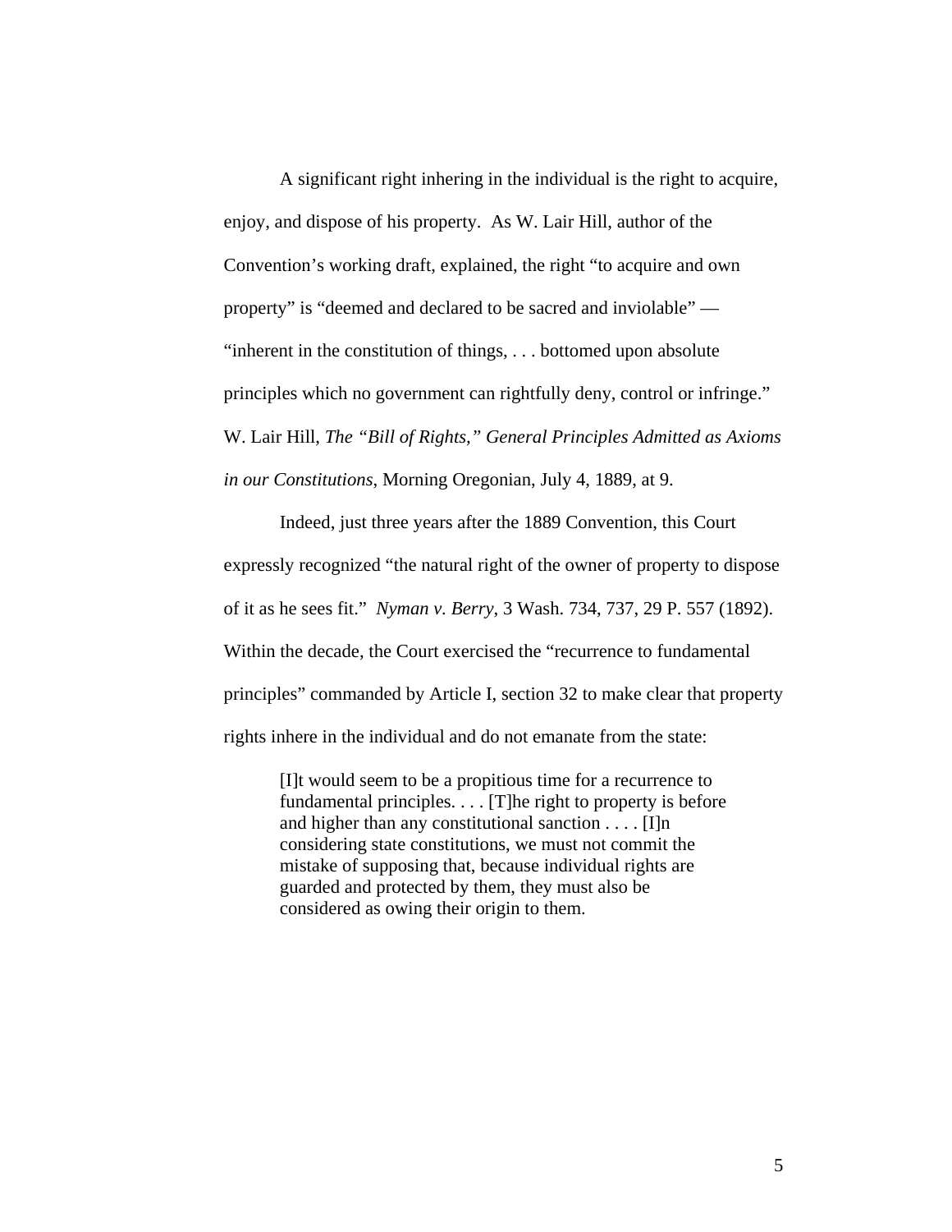A significant right inhering in the individual is the right to acquire, enjoy, and dispose of his property. As W. Lair Hill, author of the Convention's working draft, explained, the right "to acquire and own property" is "deemed and declared to be sacred and inviolable" — "inherent in the constitution of things, . . . bottomed upon absolute principles which no government can rightfully deny, control or infringe." W. Lair Hill, *The "Bill of Rights," General Principles Admitted as Axioms in our Constitutions*, Morning Oregonian, July 4, 1889, at 9.

Indeed, just three years after the 1889 Convention, this Court expressly recognized "the natural right of the owner of property to dispose of it as he sees fit." *Nyman v. Berry*, 3 Wash. 734, 737, 29 P. 557 (1892). Within the decade, the Court exercised the "recurrence to fundamental principles" commanded by Article I, section 32 to make clear that property rights inhere in the individual and do not emanate from the state:

> [I]t would seem to be a propitious time for a recurrence to fundamental principles. . . . [T]he right to property is before and higher than any constitutional sanction . . . . [I]n considering state constitutions, we must not commit the mistake of supposing that, because individual rights are guarded and protected by them, they must also be considered as owing their origin to them.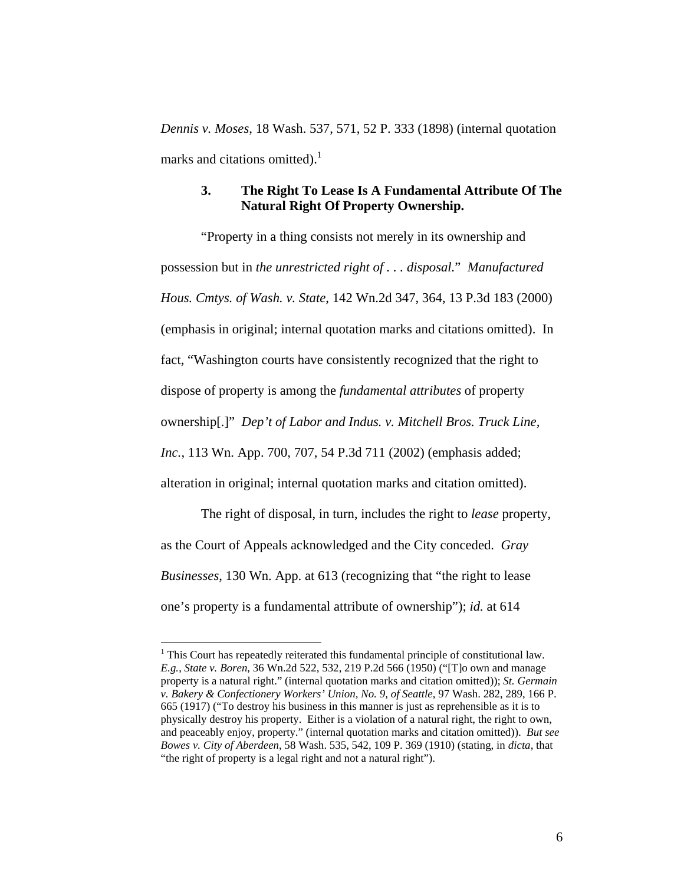*Dennis v. Moses*, 18 Wash. 537, 571, 52 P. 333 (1898) (internal quotation marks and citations omitted).[1]

### 3. The Right To Lease Is A Fundamental Attribute Of The Natural Right Of Property Ownership.

"Property in a thing consists not merely in its ownership and possession but in *the unrestricted right of . . . disposal.*" *Manufactured Hous. Cmtys. of Wash. v. State*, 142 Wn.2d 347, 364, 13 P.3d 183 (2000) (emphasis in original; internal quotation marks and citations omitted). In fact, "Washington courts have consistently recognized that the right to dispose of property is among the *fundamental attributes* of property ownership[.]" *Dep't of Labor and Indus. v. Mitchell Bros. Truck Line, Inc.*, 113 Wn. App. 700, 707, 54 P.3d 711 (2002) (emphasis added; alteration in original; internal quotation marks and citation omitted).

The right of disposal, in turn, includes the right to *lease* property, as the Court of Appeals acknowledged and the City conceded. *Gray Businesses*, 130 Wn. App. at 613 (recognizing that "the right to lease one's property is a fundamental attribute of ownership"); *id.* at 614

---

[1] This Court has repeatedly reiterated this fundamental principle of constitutional law. *E.g.*, *State v. Boren*, 36 Wn.2d 522, 532, 219 P.2d 566 (1950) ("[T]o own and manage property is a natural right." (internal quotation marks and citation omitted)); *St. Germain v. Bakery & Confectionery Workers' Union, No. 9, of Seattle*, 97 Wash. 282, 289, 166 P. 665 (1917) ("To destroy his business in this manner is just as reprehensible as it is to physically destroy his property. Either is a violation of a natural right, the right to own, and peaceably enjoy, property." (internal quotation marks and citation omitted)). *But see Bowes v. City of Aberdeen*, 58 Wash. 535, 542, 109 P. 369 (1910) (stating, in *dicta*, that "the right of property is a legal right and not a natural right").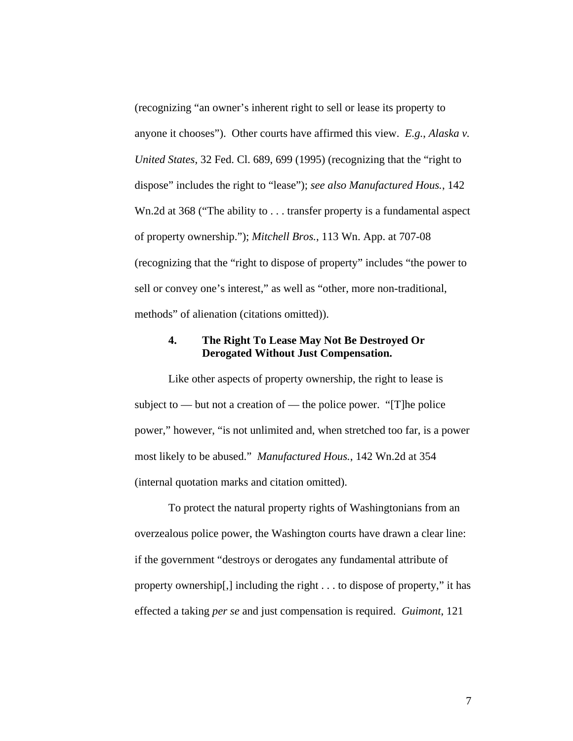(recognizing "an owner's inherent right to sell or lease its property to anyone it chooses"). Other courts have affirmed this view. *E.g.*, *Alaska v. United States*, 32 Fed. Cl. 689, 699 (1995) (recognizing that the "right to dispose" includes the right to "lease"); *see also Manufactured Hous.*, 142 Wn.2d at 368 ("The ability to . . . transfer property is a fundamental aspect of property ownership."); *Mitchell Bros.*, 113 Wn. App. at 707-08 (recognizing that the "right to dispose of property" includes "the power to sell or convey one's interest," as well as "other, more non-traditional, methods" of alienation (citations omitted)).

#### 4. The Right To Lease May Not Be Destroyed Or Derogated Without Just Compensation.

Like other aspects of property ownership, the right to lease is subject to — but not a creation of — the police power. "[T]he police power," however, "is not unlimited and, when stretched too far, is a power most likely to be abused." *Manufactured Hous.*, 142 Wn.2d at 354 (internal quotation marks and citation omitted).

To protect the natural property rights of Washingtonians from an overzealous police power, the Washington courts have drawn a clear line: if the government "destroys or derogates any fundamental attribute of property ownership[,] including the right . . . to dispose of property," it has effected a taking *per se* and just compensation is required. *Guimont*, 121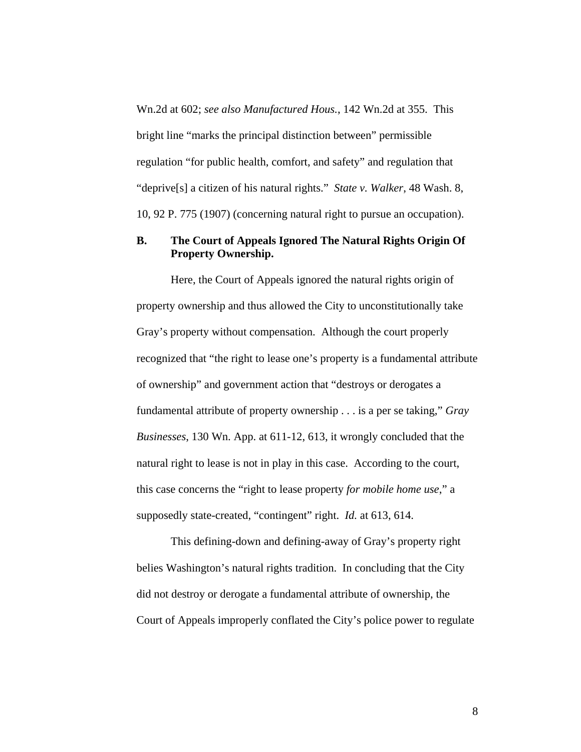Wn.2d at 602; *see also Manufactured Hous.*, 142 Wn.2d at 355. This bright line "marks the principal distinction between" permissible regulation "for public health, comfort, and safety" and regulation that "deprive[s] a citizen of his natural rights." *State v. Walker*, 48 Wash. 8, 10, 92 P. 775 (1907) (concerning natural right to pursue an occupation).

### B. The Court of Appeals Ignored The Natural Rights Origin Of Property Ownership.

Here, the Court of Appeals ignored the natural rights origin of property ownership and thus allowed the City to unconstitutionally take Gray's property without compensation. Although the court properly recognized that "the right to lease one's property is a fundamental attribute of ownership" and government action that "destroys or derogates a fundamental attribute of property ownership . . . is a per se taking," *Gray Businesses*, 130 Wn. App. at 611-12, 613, it wrongly concluded that the natural right to lease is not in play in this case. According to the court, this case concerns the "right to lease property *for mobile home use*," a supposedly state-created, "contingent" right. *Id.* at 613, 614.

This defining-down and defining-away of Gray's property right belies Washington's natural rights tradition. In concluding that the City did not destroy or derogate a fundamental attribute of ownership, the Court of Appeals improperly conflated the City's police power to regulate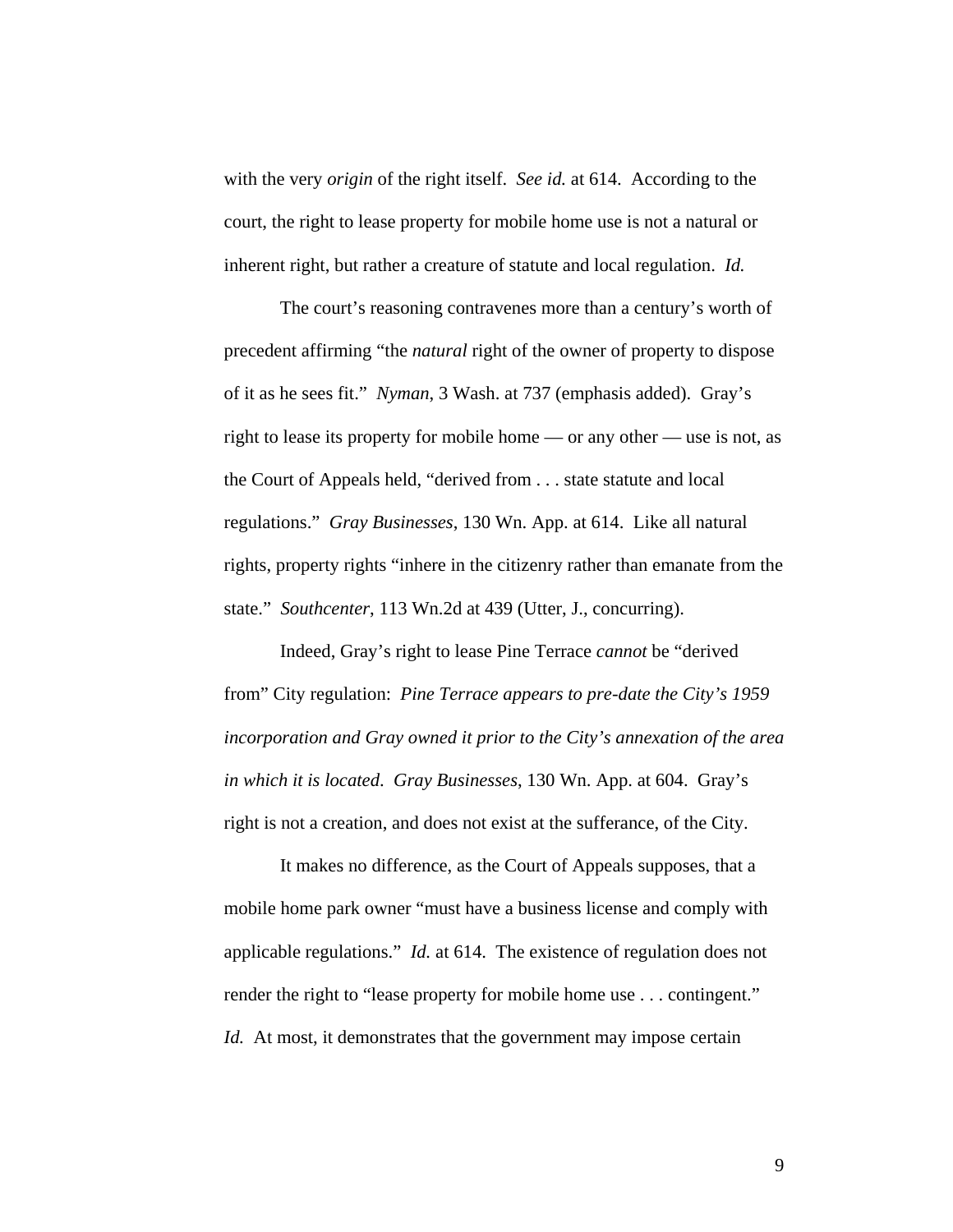with the very *origin* of the right itself. *See id.* at 614. According to the court, the right to lease property for mobile home use is not a natural or inherent right, but rather a creature of statute and local regulation. *Id.*

The court's reasoning contravenes more than a century's worth of precedent affirming "the *natural* right of the owner of property to dispose of it as he sees fit." *Nyman*, 3 Wash. at 737 (emphasis added). Gray's right to lease its property for mobile home — or any other — use is not, as the Court of Appeals held, "derived from . . . state statute and local regulations." *Gray Businesses*, 130 Wn. App. at 614. Like all natural rights, property rights "inhere in the citizenry rather than emanate from the state." *Southcenter*, 113 Wn.2d at 439 (Utter, J., concurring).

Indeed, Gray's right to lease Pine Terrace *cannot* be "derived from" City regulation: *Pine Terrace appears to pre-date the City's 1959 incorporation and Gray owned it prior to the City's annexation of the area in which it is located*. *Gray Businesses*, 130 Wn. App. at 604. Gray's right is not a creation, and does not exist at the sufferance, of the City.

It makes no difference, as the Court of Appeals supposes, that a mobile home park owner "must have a business license and comply with applicable regulations." *Id.* at 614. The existence of regulation does not render the right to "lease property for mobile home use . . . contingent." *Id.* At most, it demonstrates that the government may impose certain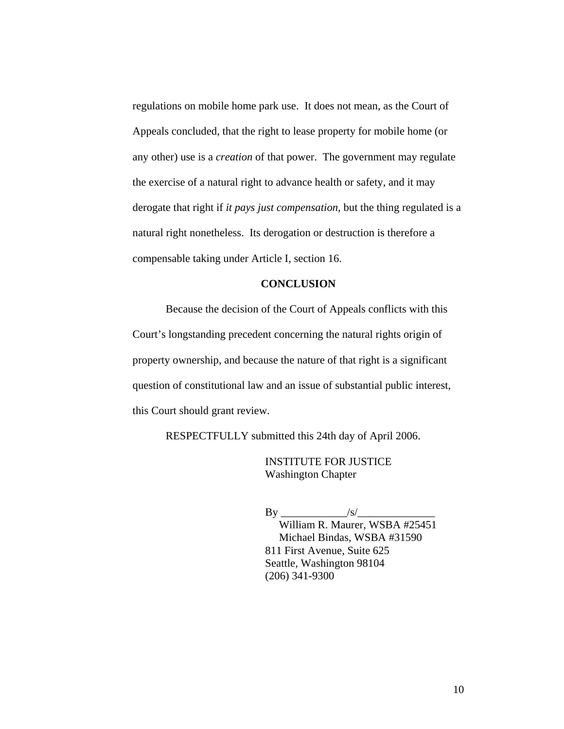regulations on mobile home park use. It does not mean, as the Court of Appeals concluded, that the right to lease property for mobile home (or any other) use is a *creation* of that power. The government may regulate the exercise of a natural right to advance health or safety, and it may derogate that right if *it pays just compensation*, but the thing regulated is a natural right nonetheless. Its derogation or destruction is therefore a compensable taking under Article I, section 16.

## CONCLUSION

Because the decision of the Court of Appeals conflicts with this Court's longstanding precedent concerning the natural rights origin of property ownership, and because the nature of that right is a significant question of constitutional law and an issue of substantial public interest, this Court should grant review.

RESPECTFULLY submitted this 24th day of April 2006.

INSTITUTE FOR JUSTICE
Washington Chapter

By ____________/s/______________
William R. Maurer, WSBA #25451
Michael Bindas, WSBA #31590
811 First Avenue, Suite 625
Seattle, Washington 98104
(206) 341-9300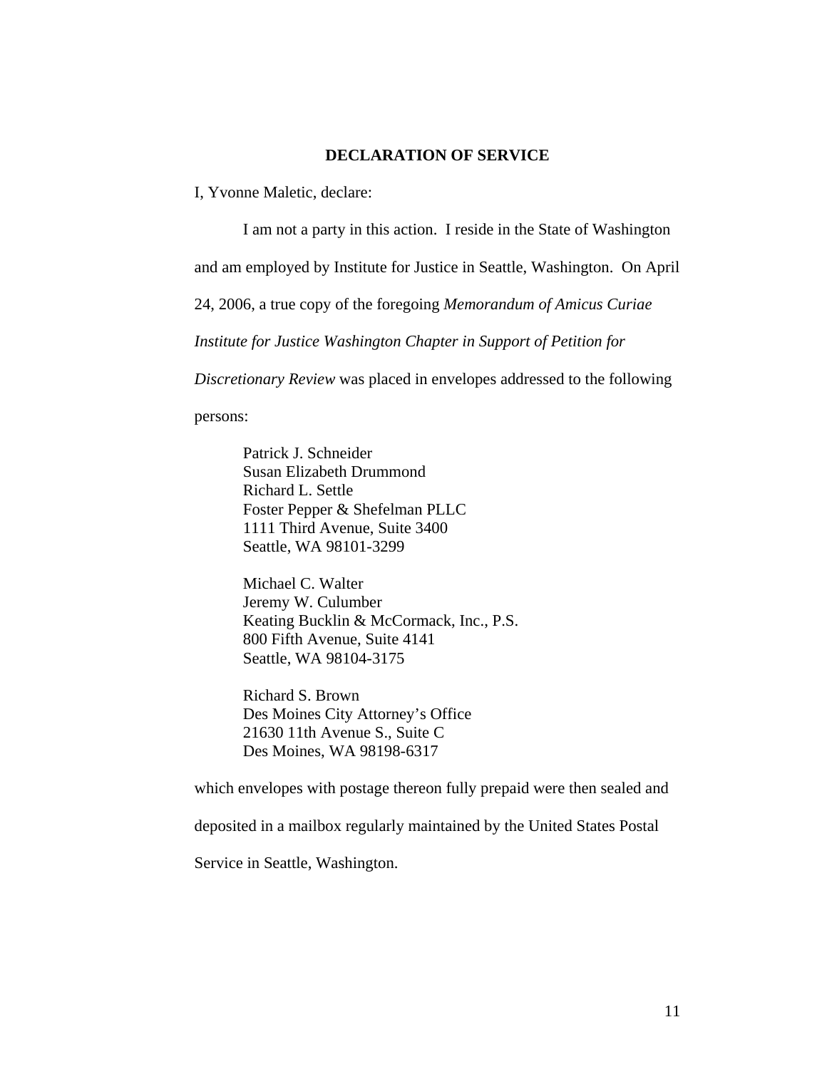**DECLARATION OF SERVICE**

I, Yvonne Maletic, declare:

I am not a party in this action. I reside in the State of Washington and am employed by Institute for Justice in Seattle, Washington. On April 24, 2006, a true copy of the foregoing *Memorandum of Amicus Curiae Institute for Justice Washington Chapter in Support of Petition for Discretionary Review* was placed in envelopes addressed to the following persons:

Patrick J. Schneider
Susan Elizabeth Drummond
Richard L. Settle
Foster Pepper & Shefelman PLLC
1111 Third Avenue, Suite 3400
Seattle, WA 98101-3299

Michael C. Walter
Jeremy W. Culumber
Keating Bucklin & McCormack, Inc., P.S.
800 Fifth Avenue, Suite 4141
Seattle, WA 98104-3175

Richard S. Brown
Des Moines City Attorney's Office
21630 11th Avenue S., Suite C
Des Moines, WA 98198-6317

which envelopes with postage thereon fully prepaid were then sealed and deposited in a mailbox regularly maintained by the United States Postal Service in Seattle, Washington.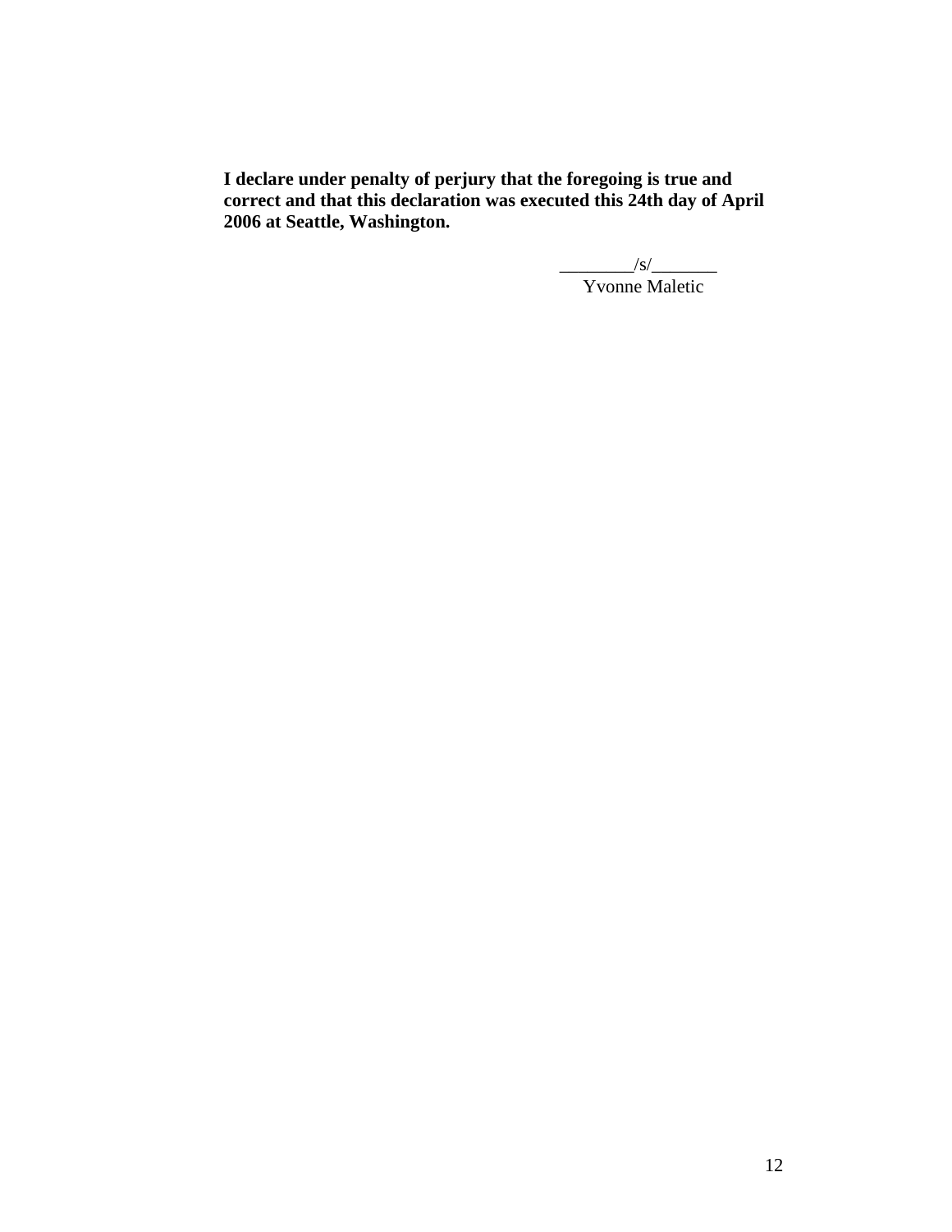**I declare under penalty of perjury that the foregoing is true and correct and that this declaration was executed this 24th day of April 2006 at Seattle, Washington.**

________/s/_______
Yvonne Maletic